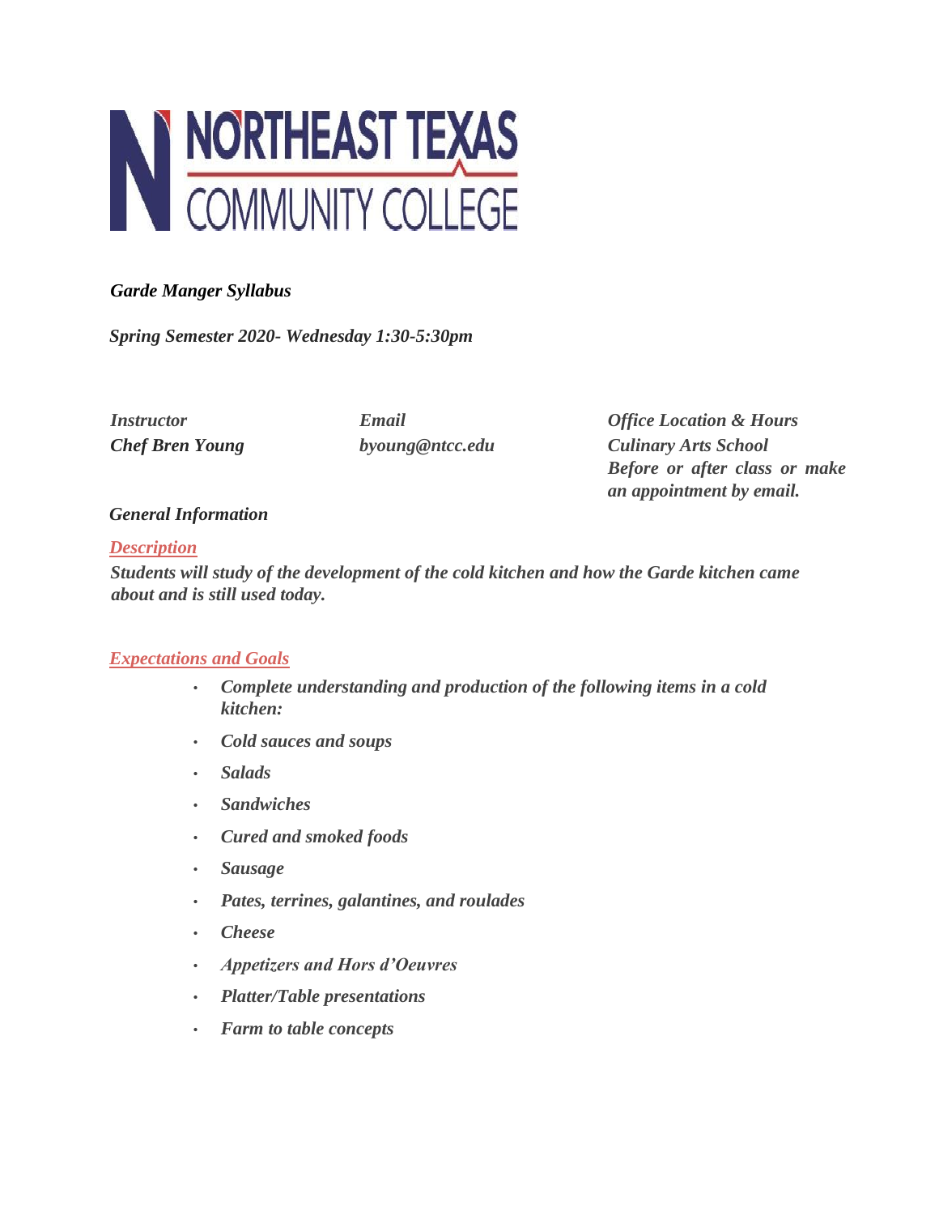# NORTHEAST TEXAS COMMUNITY COLLEGE

***Garde Manger Syllabus***

***Spring Semester 2020- Wednesday 1:30-5:30pm***

| *Instructor* | *Email* | *Office Location & Hours* |
|---|---|---|
| *Chef Bren Young* | *byoung@ntcc.edu* | *Culinary Arts School* <br> *Before or after class or make an appointment by email.* |

## *General Information*

### *Description*

***Students will study of the development of the cold kitchen and how the Garde kitchen came about and is still used today.***

### *Expectations and Goals*

- ***Complete understanding and production of the following items in a cold kitchen:***
- ***Cold sauces and soups***
- ***Salads***
- ***Sandwiches***
- ***Cured and smoked foods***
- ***Sausage***
- ***Pates, terrines, galantines, and roulades***
- ***Cheese***
- ***Appetizers and Hors d'Oeuvres***
- ***Platter/Table presentations***
- ***Farm to table concepts***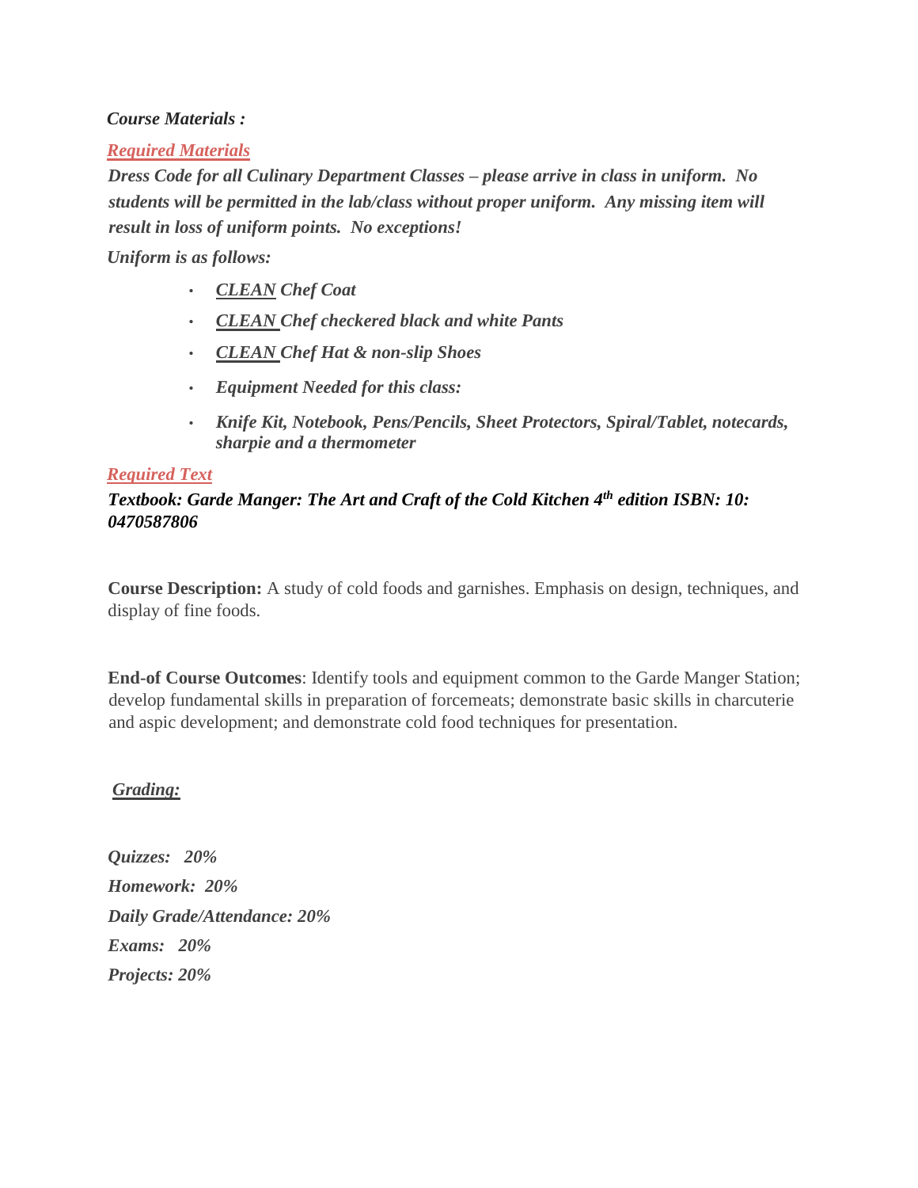***Course Materials :***

***Required Materials***

***Dress Code for all Culinary Department Classes – please arrive in class in uniform. No students will be permitted in the lab/class without proper uniform. Any missing item will result in loss of uniform points. No exceptions!***

***Uniform is as follows:***

- ***CLEAN Chef Coat***
- ***CLEAN Chef checkered black and white Pants***
- ***CLEAN Chef Hat & non-slip Shoes***
- ***Equipment Needed for this class:***
- ***Knife Kit, Notebook, Pens/Pencils, Sheet Protectors, Spiral/Tablet, notecards, sharpie and a thermometer***

***Required Text***

***Textbook: Garde Manger: The Art and Craft of the Cold Kitchen 4th edition ISBN: 10: 0470587806***

**Course Description:** A study of cold foods and garnishes. Emphasis on design, techniques, and display of fine foods.

**End-of Course Outcomes**: Identify tools and equipment common to the Garde Manger Station; develop fundamental skills in preparation of forcemeats; demonstrate basic skills in charcuterie and aspic development; and demonstrate cold food techniques for presentation.

***Grading:***

***Quizzes: 20%***
***Homework: 20%***
***Daily Grade/Attendance: 20%***
***Exams: 20%***
***Projects: 20%***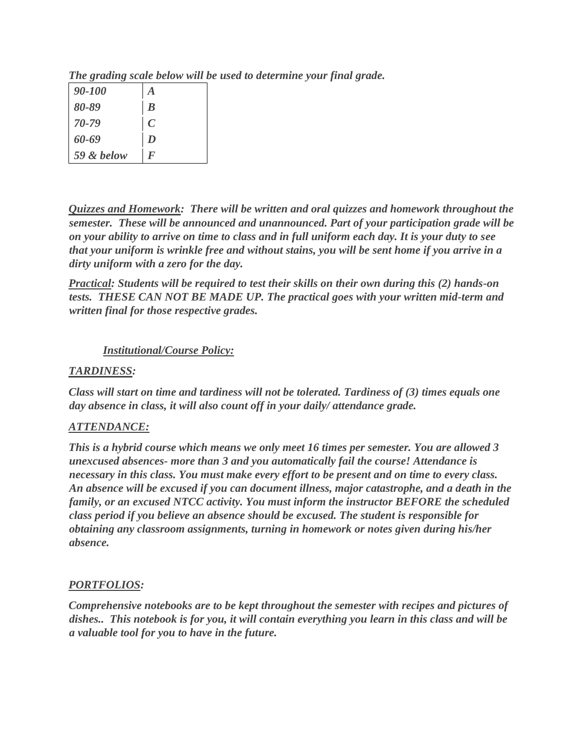***The grading scale below will be used to determine your final grade.***

| *90-100* | *A* |
|---|---|
| *80-89* | *B* |
| *70-79* | *C* |
| *60-69* | *D* |
| *59 & below* | *F* |

***<u>Quizzes and Homework</u>:  There will be written and oral quizzes and homework throughout the semester.  These will be announced and unannounced. Part of your participation grade will be on your ability to arrive on time to class and in full uniform each day. It is your duty to see that your uniform is wrinkle free and without stains, you will be sent home if you arrive in a dirty uniform with a zero for the day.***

***<u>Practical</u>: Students will be required to test their skills on their own during this (2) hands-on tests.  THESE CAN NOT BE MADE UP. The practical goes with your written mid-term and written final for those respective grades.***

***<u>Institutional/Course Policy:</u>***

***<u>TARDINESS</u>:***

***Class will start on time and tardiness will not be tolerated. Tardiness of (3) times equals one day absence in class, it will also count off in your daily/ attendance grade.***

***<u>ATTENDANCE:</u>***

***This is a hybrid course which means we only meet 16 times per semester. You are allowed 3 unexcused absences- more than 3 and you automatically fail the course! Attendance is necessary in this class. You must make every effort to be present and on time to every class. An absence will be excused if you can document illness, major catastrophe, and a death in the family, or an excused NTCC activity. You must inform the instructor BEFORE the scheduled class period if you believe an absence should be excused. The student is responsible for obtaining any classroom assignments, turning in homework or notes given during his/her absence.***

***<u>PORTFOLIOS</u>:***

***Comprehensive notebooks are to be kept throughout the semester with recipes and pictures of dishes..  This notebook is for you, it will contain everything you learn in this class and will be a valuable tool for you to have in the future.***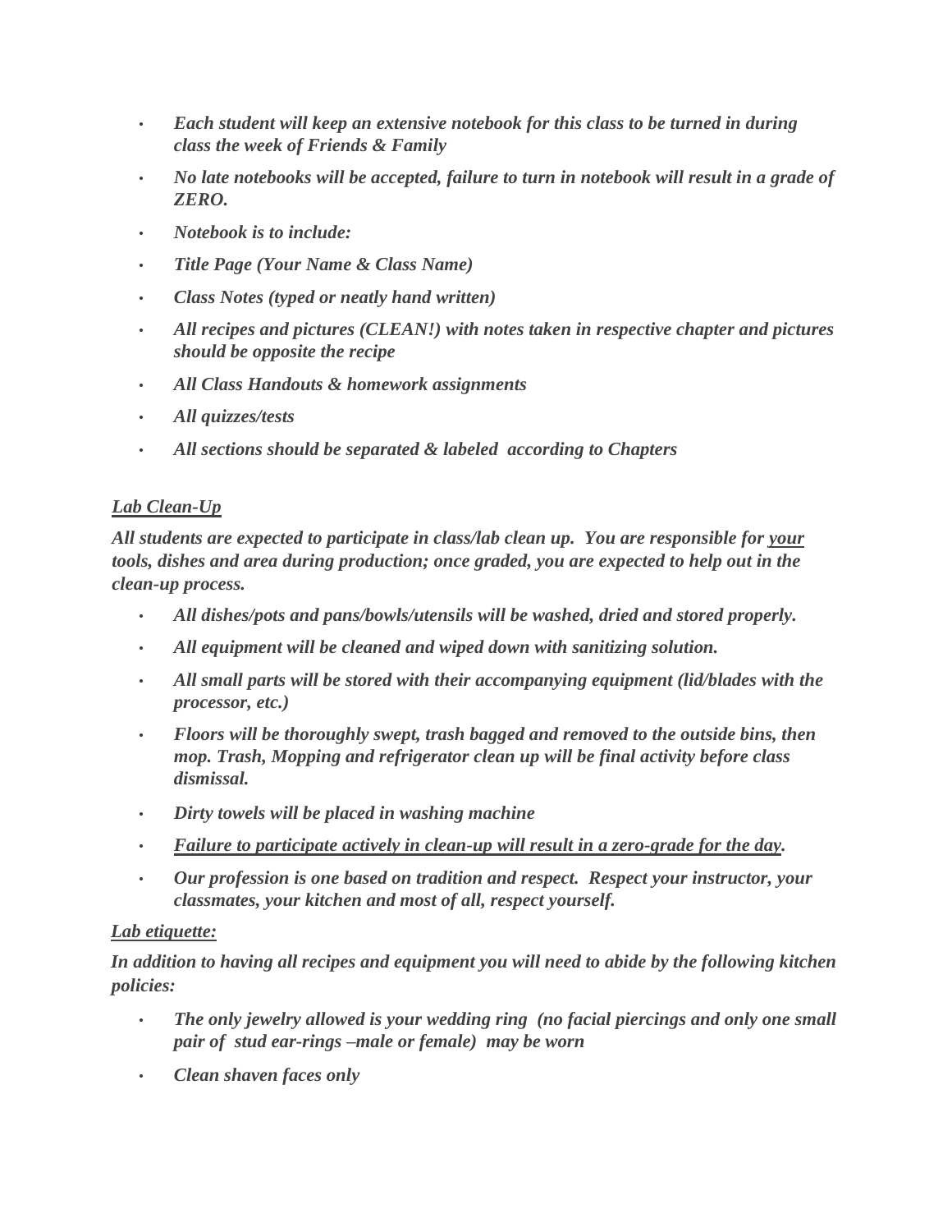- ***Each student will keep an extensive notebook for this class to be turned in during class the week of Friends & Family***
- ***No late notebooks will be accepted, failure to turn in notebook will result in a grade of ZERO.***
- ***Notebook is to include:***
- ***Title Page (Your Name & Class Name)***
- ***Class Notes (typed or neatly hand written)***
- ***All recipes and pictures (CLEAN!) with notes taken in respective chapter and pictures should be opposite the recipe***
- ***All Class Handouts & homework assignments***
- ***All quizzes/tests***
- ***All sections should be separated & labeled according to Chapters***

***<u>Lab Clean-Up</u>***

***All students are expected to participate in class/lab clean up. You are responsible for <u>your</u> tools, dishes and area during production; once graded, you are expected to help out in the clean-up process.***

- ***All dishes/pots and pans/bowls/utensils will be washed, dried and stored properly.***
- ***All equipment will be cleaned and wiped down with sanitizing solution.***
- ***All small parts will be stored with their accompanying equipment (lid/blades with the processor, etc.)***
- ***Floors will be thoroughly swept, trash bagged and removed to the outside bins, then mop. Trash, Mopping and refrigerator clean up will be final activity before class dismissal.***
- ***Dirty towels will be placed in washing machine***
- ***<u>Failure to participate actively in clean-up will result in a zero-grade for the day</u>.***
- ***Our profession is one based on tradition and respect. Respect your instructor, your classmates, your kitchen and most of all, respect yourself.***

***<u>Lab etiquette:</u>***

***In addition to having all recipes and equipment you will need to abide by the following kitchen policies:***

- ***The only jewelry allowed is your wedding ring (no facial piercings and only one small pair of stud ear-rings –male or female) may be worn***
- ***Clean shaven faces only***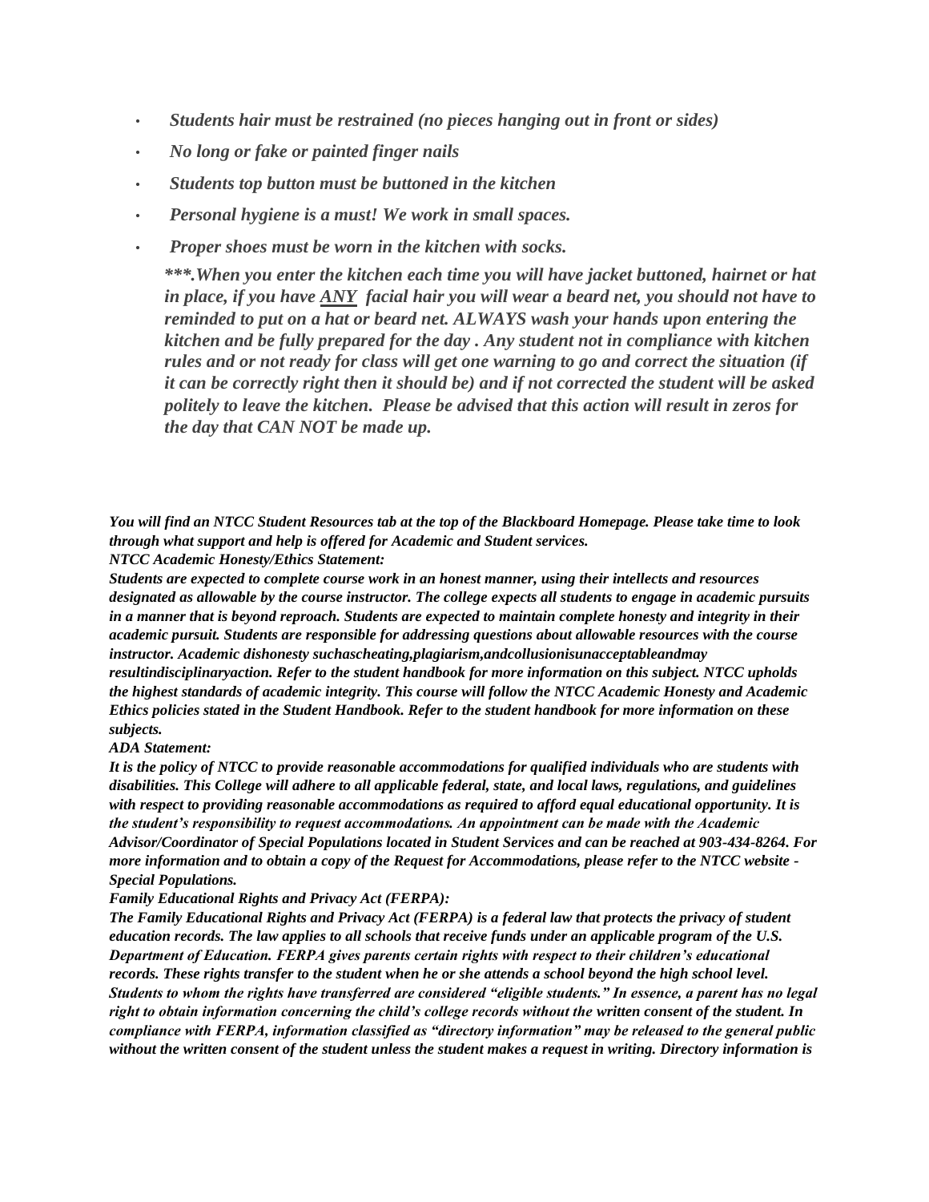- ***Students hair must be restrained (no pieces hanging out in front or sides)***
- ***No long or fake or painted finger nails***
- ***Students top button must be buttoned in the kitchen***
- ***Personal hygiene is a must! We work in small spaces.***
- ***Proper shoes must be worn in the kitchen with socks.***

  ****\*\*.When you enter the kitchen each time you will have jacket buttoned, hairnet or hat in place, if you have ANY facial hair you will wear a beard net, you should not have to reminded to put on a hat or beard net. ALWAYS wash your hands upon entering the kitchen and be fully prepared for the day . Any student not in compliance with kitchen rules and or not ready for class will get one warning to go and correct the situation (if it can be correctly right then it should be) and if not corrected the student will be asked politely to leave the kitchen. Please be advised that this action will result in zeros for the day that CAN NOT be made up.****

***You will find an NTCC Student Resources tab at the top of the Blackboard Homepage. Please take time to look through what support and help is offered for Academic and Student services.***

***NTCC Academic Honesty/Ethics Statement:***

***Students are expected to complete course work in an honest manner, using their intellects and resources designated as allowable by the course instructor. The college expects all students to engage in academic pursuits in a manner that is beyond reproach. Students are expected to maintain complete honesty and integrity in their academic pursuit. Students are responsible for addressing questions about allowable resources with the course instructor. Academic dishonesty suchascheating,plagiarism,andcollusionisunacceptableandmay resultindisciplinaryaction. Refer to the student handbook for more information on this subject. NTCC upholds the highest standards of academic integrity. This course will follow the NTCC Academic Honesty and Academic Ethics policies stated in the Student Handbook. Refer to the student handbook for more information on these subjects.***

***ADA Statement:***

***It is the policy of NTCC to provide reasonable accommodations for qualified individuals who are students with disabilities. This College will adhere to all applicable federal, state, and local laws, regulations, and guidelines with respect to providing reasonable accommodations as required to afford equal educational opportunity. It is the student's responsibility to request accommodations. An appointment can be made with the Academic Advisor/Coordinator of Special Populations located in Student Services and can be reached at 903-434-8264. For more information and to obtain a copy of the Request for Accommodations, please refer to the NTCC website - Special Populations.***

***Family Educational Rights and Privacy Act (FERPA):***

***The Family Educational Rights and Privacy Act (FERPA) is a federal law that protects the privacy of student education records. The law applies to all schools that receive funds under an applicable program of the U.S. Department of Education. FERPA gives parents certain rights with respect to their children's educational records. These rights transfer to the student when he or she attends a school beyond the high school level. Students to whom the rights have transferred are considered "eligible students." In essence, a parent has no legal right to obtain information concerning the child's college records without the written consent of the student. In compliance with FERPA, information classified as "directory information" may be released to the general public without the written consent of the student unless the student makes a request in writing. Directory information is***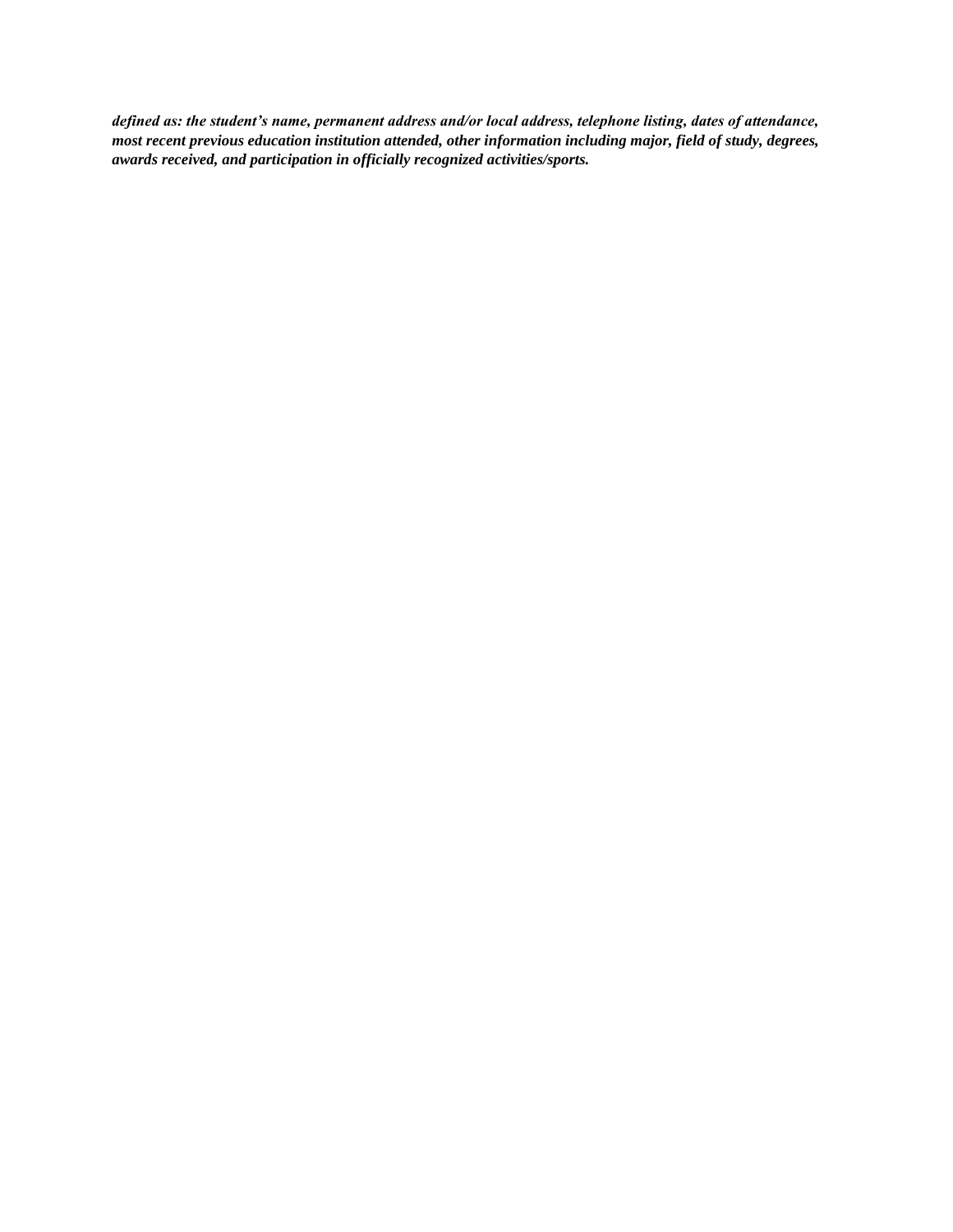***defined as: the student's name, permanent address and/or local address, telephone listing, dates of attendance, most recent previous education institution attended, other information including major, field of study, degrees, awards received, and participation in officially recognized activities/sports.***